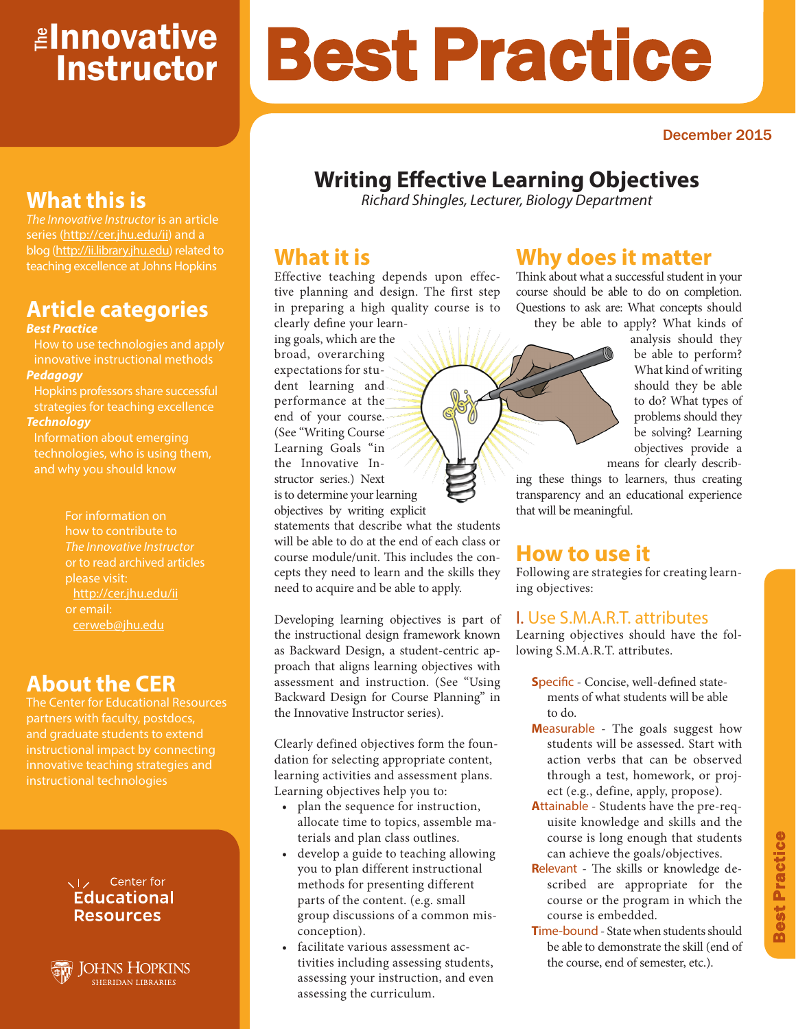# The Innovative Instructor

# Best Practice

December 2015

## What this is

*The Innovative Instructor* is an article series (http://cer.jhu.edu/ii) and a blog (http://ii.library.jhu.edu) related to teaching excellence at Johns Hopkins

## Article categories

***Best Practice***

How to use technologies and apply innovative instructional methods

***Pedagogy***

Hopkins professors share successful strategies for teaching excellence

***Technology***

Information about emerging technologies, who is using them, and why you should know

For information on how to contribute to *The Innovative Instructor* or to read archived articles please visit: http://cer.jhu.edu/ii or email: cerweb@jhu.edu

## About the CER

The Center for Educational Resources partners with faculty, postdocs, and graduate students to extend instructional impact by connecting innovative teaching strategies and instructional technologies

Center for Educational Resources

Johns Hopkins Sheridan Libraries

# Writing Effective Learning Objectives

*Richard Shingles, Lecturer, Biology Department*

## What it is

Effective teaching depends upon effective planning and design. The first step in preparing a high quality course is to clearly define your learning goals, which are the broad, overarching expectations for student learning and performance at the end of your course. (See "Writing Course Learning Goals "in the Innovative Instructor series.) Next is to determine your learning objectives by writing explicit statements that describe what the students will be able to do at the end of each class or course module/unit. This includes the concepts they need to learn and the skills they need to acquire and be able to apply.

Developing learning objectives is part of the instructional design framework known as Backward Design, a student-centric approach that aligns learning objectives with assessment and instruction. (See "Using Backward Design for Course Planning" in the Innovative Instructor series).

Clearly defined objectives form the foundation for selecting appropriate content, learning activities and assessment plans. Learning objectives help you to:

- plan the sequence for instruction, allocate time to topics, assemble materials and plan class outlines.
- develop a guide to teaching allowing you to plan different instructional methods for presenting different parts of the content. (e.g. small group discussions of a common misconception).
- facilitate various assessment activities including assessing students, assessing your instruction, and even assessing the curriculum.

## Why does it matter

Think about what a successful student in your course should be able to do on completion. Questions to ask are: What concepts should they be able to apply? What kinds of analysis should they be able to perform? What kind of writing should they be able to do? What types of problems should they be solving? Learning objectives provide a means for clearly describing these things to learners, thus creating transparency and an educational experience that will be meaningful.

## How to use it

Following are strategies for creating learning objectives:

### I. Use S.M.A.R.T. attributes

Learning objectives should have the following S.M.A.R.T. attributes.

**S**pecific - Concise, well-defined statements of what students will be able to do.

**M**easurable - The goals suggest how students will be assessed. Start with action verbs that can be observed through a test, homework, or project (e.g., define, apply, propose).

**A**ttainable - Students have the pre-requisite knowledge and skills and the course is long enough that students can achieve the goals/objectives.

**R**elevant - The skills or knowledge described are appropriate for the course or the program in which the course is embedded.

**T**ime-bound - State when students should be able to demonstrate the skill (end of the course, end of semester, etc.).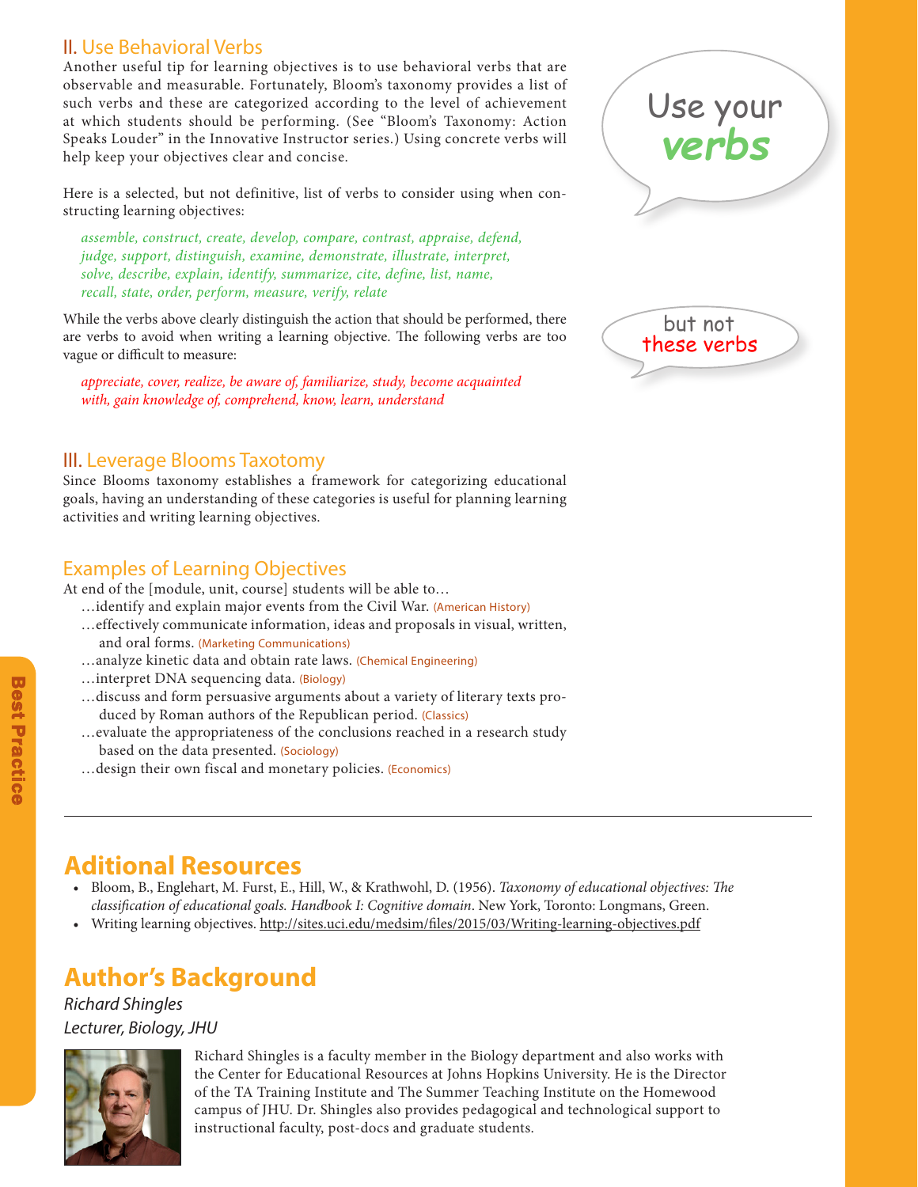## II. Use Behavioral Verbs

Another useful tip for learning objectives is to use behavioral verbs that are observable and measurable. Fortunately, Bloom's taxonomy provides a list of such verbs and these are categorized according to the level of achievement at which students should be performing. (See "Bloom's Taxonomy: Action Speaks Louder" in the Innovative Instructor series.) Using concrete verbs will help keep your objectives clear and concise.

Use your **verbs**

Here is a selected, but not definitive, list of verbs to consider using when constructing learning objectives:

*assemble, construct, create, develop, compare, contrast, appraise, defend, judge, support, distinguish, examine, demonstrate, illustrate, interpret, solve, describe, explain, identify, summarize, cite, define, list, name, recall, state, order, perform, measure, verify, relate*

While the verbs above clearly distinguish the action that should be performed, there are verbs to avoid when writing a learning objective. The following verbs are too vague or difficult to measure:

but not these verbs

*appreciate, cover, realize, be aware of, familiarize, study, become acquainted with, gain knowledge of, comprehend, know, learn, understand*

## III. Leverage Blooms Taxotomy

Since Blooms taxonomy establishes a framework for categorizing educational goals, having an understanding of these categories is useful for planning learning activities and writing learning objectives.

## Examples of Learning Objectives

At end of the [module, unit, course] students will be able to…

- …identify and explain major events from the Civil War. (American History)
- …effectively communicate information, ideas and proposals in visual, written, and oral forms. (Marketing Communications)
- …analyze kinetic data and obtain rate laws. (Chemical Engineering)
- …interpret DNA sequencing data. (Biology)
- …discuss and form persuasive arguments about a variety of literary texts produced by Roman authors of the Republican period. (Classics)
- …evaluate the appropriateness of the conclusions reached in a research study based on the data presented. (Sociology)
- …design their own fiscal and monetary policies. (Economics)

---

# Aditional Resources

- Bloom, B., Englehart, M. Furst, E., Hill, W., & Krathwohl, D. (1956). *Taxonomy of educational objectives: The classification of educational goals. Handbook I: Cognitive domain*. New York, Toronto: Longmans, Green.
- Writing learning objectives. http://sites.uci.edu/medsim/files/2015/03/Writing-learning-objectives.pdf

# Author's Background

*Richard Shingles*
*Lecturer, Biology, JHU*

Richard Shingles is a faculty member in the Biology department and also works with the Center for Educational Resources at Johns Hopkins University. He is the Director of the TA Training Institute and The Summer Teaching Institute on the Homewood campus of JHU. Dr. Shingles also provides pedagogical and technological support to instructional faculty, post-docs and graduate students.